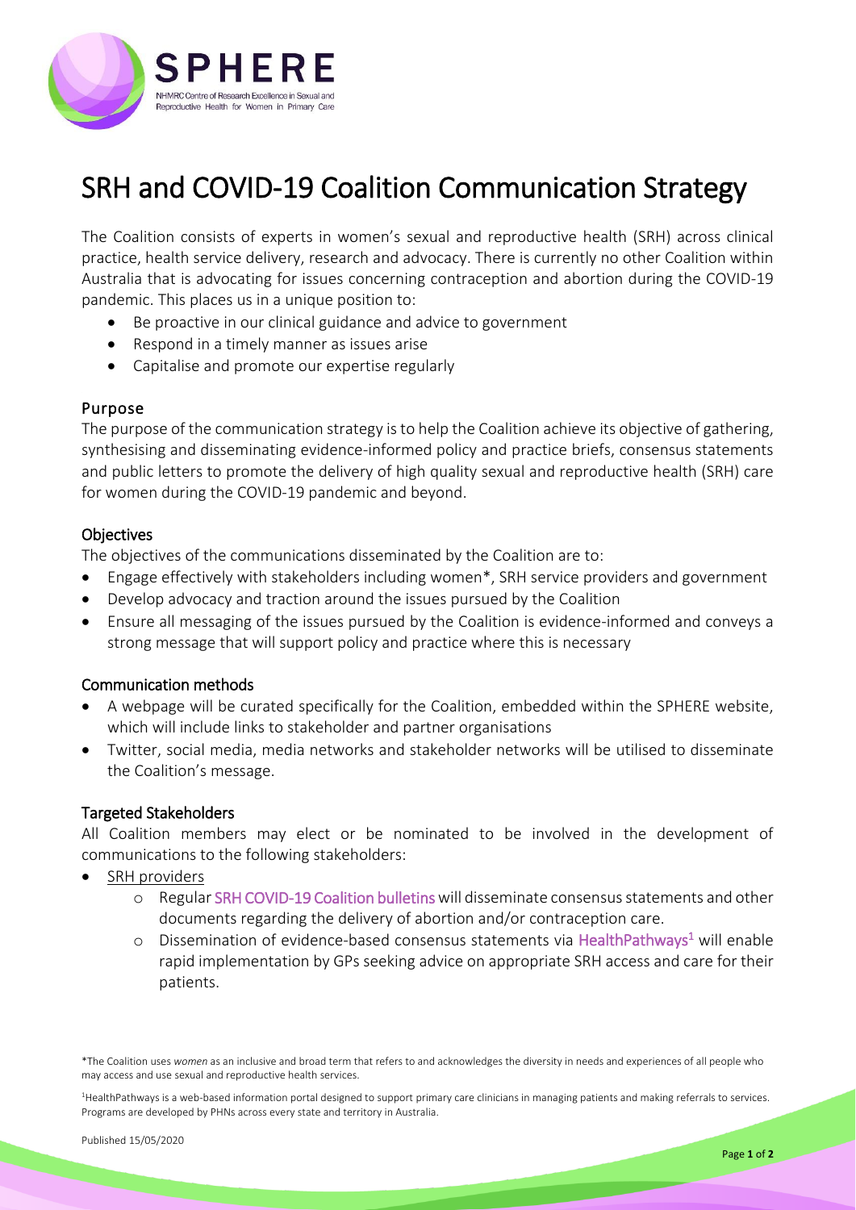# SRH and COVID-19 Coalition Communication Strategy

The Coalition consists of experts in women's sexual and reproductive health (SRH) across clinical practice, health service delivery, research and advocacy. There is currently no other Coalition within Australia that is advocating for issues concerning contraception and abortion during the COVID-19 pandemic. This places us in a unique position to:

- Be proactive in our clinical guidance and advice to government
- Respond in a timely manner as issues arise
- Capitalise and promote our expertise regularly

## Purpose

The purpose of the communication strategy is to help the Coalition achieve its objective of gathering, synthesising and disseminating evidence-informed policy and practice briefs, consensus statements and public letters to promote the delivery of high quality sexual and reproductive health (SRH) care for women during the COVID-19 pandemic and beyond.

## Objectives

The objectives of the communications disseminated by the Coalition are to:

- Engage effectively with stakeholders including women*, SRH service providers and government
- Develop advocacy and traction around the issues pursued by the Coalition
- Ensure all messaging of the issues pursued by the Coalition is evidence-informed and conveys a strong message that will support policy and practice where this is necessary

## Communication methods

- A webpage will be curated specifically for the Coalition, embedded within the SPHERE website, which will include links to stakeholder and partner organisations
- Twitter, social media, media networks and stakeholder networks will be utilised to disseminate the Coalition's message.

## Targeted Stakeholders

All Coalition members may elect or be nominated to be involved in the development of communications to the following stakeholders:

- SRH providers
    - Regular SRH COVID-19 Coalition bulletins will disseminate consensus statements and other documents regarding the delivery of abortion and/or contraception care.
    - Dissemination of evidence-based consensus statements via HealthPathways[1] will enable rapid implementation by GPs seeking advice on appropriate SRH access and care for their patients.

*The Coalition uses *women* as an inclusive and broad term that refers to and acknowledges the diversity in needs and experiences of all people who may access and use sexual and reproductive health services.

[1]HealthPathways is a web-based information portal designed to support primary care clinicians in managing patients and making referrals to services. Programs are developed by PHNs across every state and territory in Australia.

Published 15/05/2020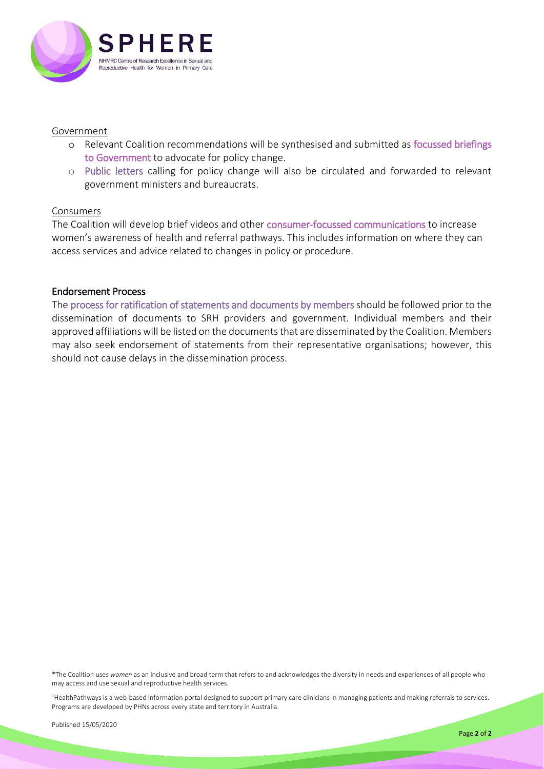Government

- Relevant Coalition recommendations will be synthesised and submitted as focussed briefings to Government to advocate for policy change.
- Public letters calling for policy change will also be circulated and forwarded to relevant government ministers and bureaucrats.

Consumers

The Coalition will develop brief videos and other consumer-focussed communications to increase women's awareness of health and referral pathways. This includes information on where they can access services and advice related to changes in policy or procedure.

### Endorsement Process

The process for ratification of statements and documents by members should be followed prior to the dissemination of documents to SRH providers and government. Individual members and their approved affiliations will be listed on the documents that are disseminated by the Coalition. Members may also seek endorsement of statements from their representative organisations; however, this should not cause delays in the dissemination process.

*The Coalition uses *women* as an inclusive and broad term that refers to and acknowledges the diversity in needs and experiences of all people who may access and use sexual and reproductive health services.

[1]HealthPathways is a web-based information portal designed to support primary care clinicians in managing patients and making referrals to services. Programs are developed by PHNs across every state and territory in Australia.

Published 15/05/2020